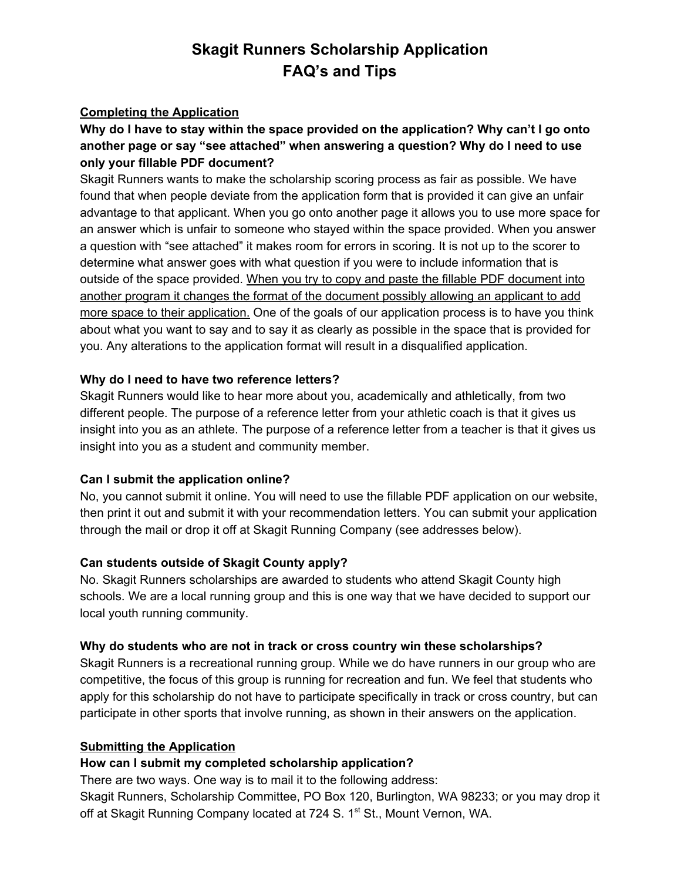# Skagit Runners Scholarship Application
# FAQ's and Tips

## Completing the Application

**Why do I have to stay within the space provided on the application? Why can't I go onto another page or say "see attached" when answering a question? Why do I need to use only your fillable PDF document?**

Skagit Runners wants to make the scholarship scoring process as fair as possible. We have found that when people deviate from the application form that is provided it can give an unfair advantage to that applicant. When you go onto another page it allows you to use more space for an answer which is unfair to someone who stayed within the space provided. When you answer a question with "see attached" it makes room for errors in scoring. It is not up to the scorer to determine what answer goes with what question if you were to include information that is outside of the space provided. <u>When you try to copy and paste the fillable PDF document into another program it changes the format of the document possibly allowing an applicant to add more space to their application.</u> One of the goals of our application process is to have you think about what you want to say and to say it as clearly as possible in the space that is provided for you. Any alterations to the application format will result in a disqualified application.

**Why do I need to have two reference letters?**

Skagit Runners would like to hear more about you, academically and athletically, from two different people. The purpose of a reference letter from your athletic coach is that it gives us insight into you as an athlete. The purpose of a reference letter from a teacher is that it gives us insight into you as a student and community member.

**Can I submit the application online?**

No, you cannot submit it online. You will need to use the fillable PDF application on our website, then print it out and submit it with your recommendation letters. You can submit your application through the mail or drop it off at Skagit Running Company (see addresses below).

**Can students outside of Skagit County apply?**

No. Skagit Runners scholarships are awarded to students who attend Skagit County high schools. We are a local running group and this is one way that we have decided to support our local youth running community.

**Why do students who are not in track or cross country win these scholarships?**

Skagit Runners is a recreational running group. While we do have runners in our group who are competitive, the focus of this group is running for recreation and fun. We feel that students who apply for this scholarship do not have to participate specifically in track or cross country, but can participate in other sports that involve running, as shown in their answers on the application.

## Submitting the Application

**How can I submit my completed scholarship application?**

There are two ways. One way is to mail it to the following address:
Skagit Runners, Scholarship Committee, PO Box 120, Burlington, WA 98233; or you may drop it off at Skagit Running Company located at 724 S. 1st St., Mount Vernon, WA.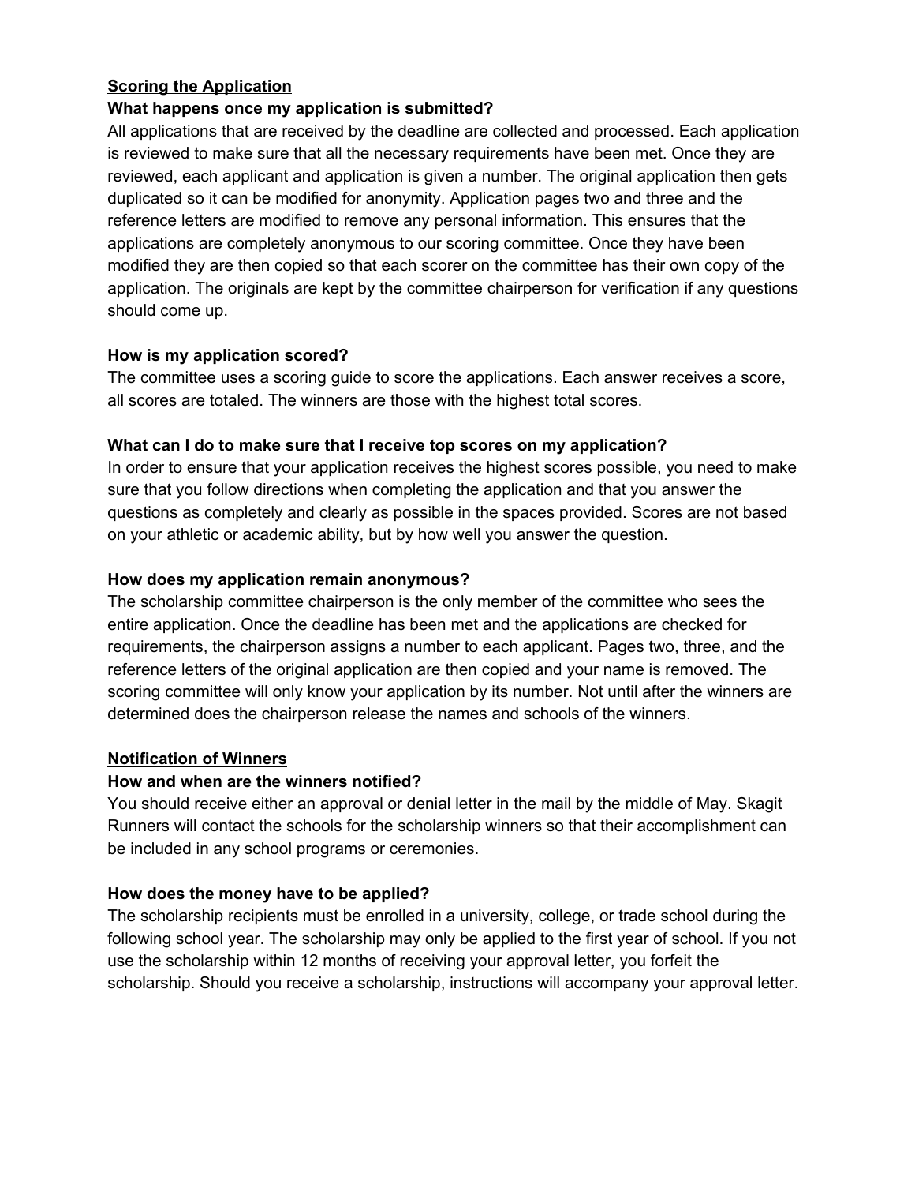## Scoring the Application

### What happens once my application is submitted?

All applications that are received by the deadline are collected and processed. Each application is reviewed to make sure that all the necessary requirements have been met. Once they are reviewed, each applicant and application is given a number. The original application then gets duplicated so it can be modified for anonymity. Application pages two and three and the reference letters are modified to remove any personal information. This ensures that the applications are completely anonymous to our scoring committee. Once they have been modified they are then copied so that each scorer on the committee has their own copy of the application. The originals are kept by the committee chairperson for verification if any questions should come up.

### How is my application scored?

The committee uses a scoring guide to score the applications. Each answer receives a score, all scores are totaled. The winners are those with the highest total scores.

### What can I do to make sure that I receive top scores on my application?

In order to ensure that your application receives the highest scores possible, you need to make sure that you follow directions when completing the application and that you answer the questions as completely and clearly as possible in the spaces provided. Scores are not based on your athletic or academic ability, but by how well you answer the question.

### How does my application remain anonymous?

The scholarship committee chairperson is the only member of the committee who sees the entire application. Once the deadline has been met and the applications are checked for requirements, the chairperson assigns a number to each applicant. Pages two, three, and the reference letters of the original application are then copied and your name is removed. The scoring committee will only know your application by its number. Not until after the winners are determined does the chairperson release the names and schools of the winners.

## Notification of Winners

### How and when are the winners notified?

You should receive either an approval or denial letter in the mail by the middle of May. Skagit Runners will contact the schools for the scholarship winners so that their accomplishment can be included in any school programs or ceremonies.

### How does the money have to be applied?

The scholarship recipients must be enrolled in a university, college, or trade school during the following school year. The scholarship may only be applied to the first year of school. If you not use the scholarship within 12 months of receiving your approval letter, you forfeit the scholarship. Should you receive a scholarship, instructions will accompany your approval letter.